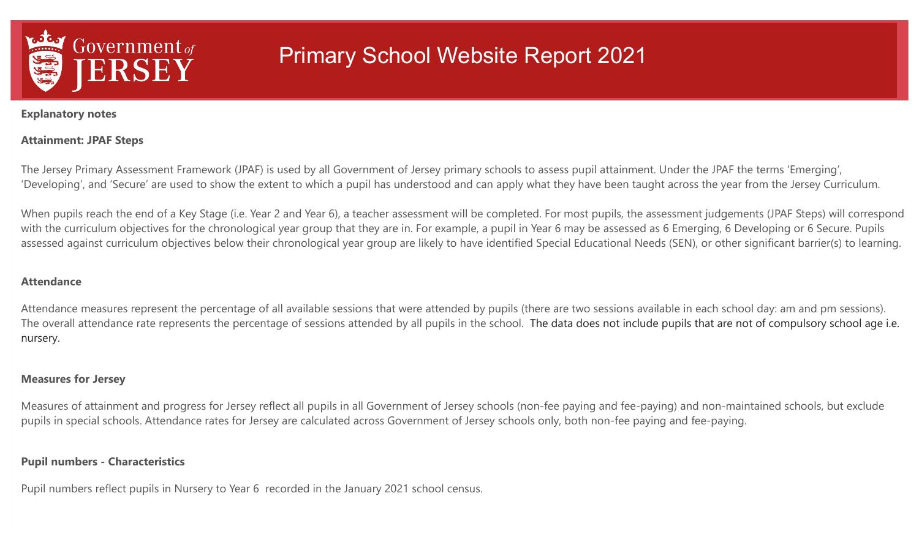# Primary School Website Report 2021

## Explanatory notes

### Attainment: JPAF Steps

The Jersey Primary Assessment Framework (JPAF) is used by all Government of Jersey primary schools to assess pupil attainment. Under the JPAF the terms 'Emerging', 'Developing', and 'Secure' are used to show the extent to which a pupil has understood and can apply what they have been taught across the year from the Jersey Curriculum.

When pupils reach the end of a Key Stage (i.e. Year 2 and Year 6), a teacher assessment will be completed. For most pupils, the assessment judgements (JPAF Steps) will correspond with the curriculum objectives for the chronological year group that they are in. For example, a pupil in Year 6 may be assessed as 6 Emerging, 6 Developing or 6 Secure. Pupils assessed against curriculum objectives below their chronological year group are likely to have identified Special Educational Needs (SEN), or other significant barrier(s) to learning.

### Attendance

Attendance measures represent the percentage of all available sessions that were attended by pupils (there are two sessions available in each school day: am and pm sessions). The overall attendance rate represents the percentage of sessions attended by all pupils in the school. The data does not include pupils that are not of compulsory school age i.e. nursery.

### Measures for Jersey

Measures of attainment and progress for Jersey reflect all pupils in all Government of Jersey schools (non-fee paying and fee-paying) and non-maintained schools, but exclude pupils in special schools. Attendance rates for Jersey are calculated across Government of Jersey schools only, both non-fee paying and fee-paying.

### Pupil numbers - Characteristics

Pupil numbers reflect pupils in Nursery to Year 6 recorded in the January 2021 school census.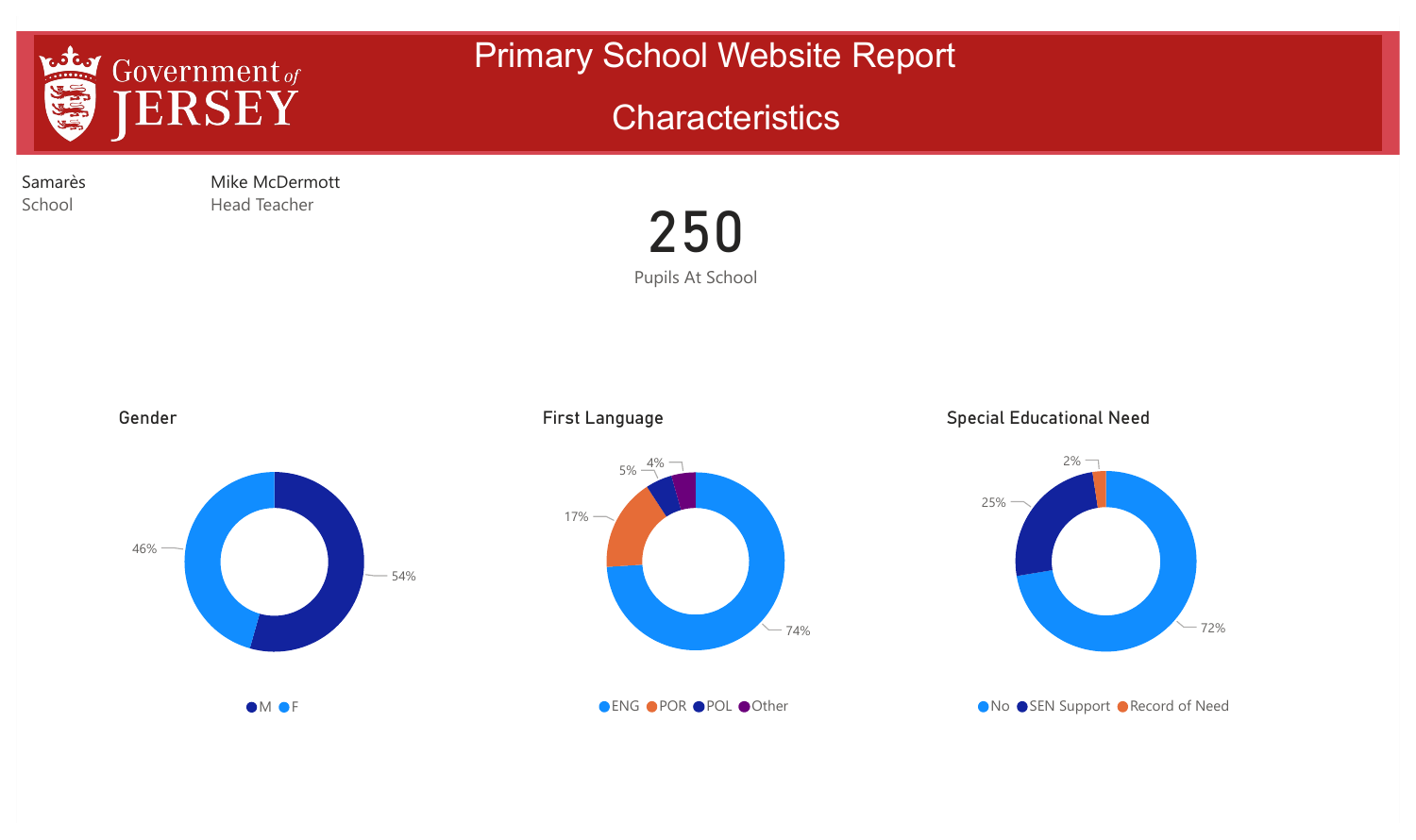# Primary School Website Report

## Characteristics

Samarès
School

Mike McDermott
Head Teacher

**250**
Pupils At School

### Gender

| Gender | % |
|---|---|
| M | 54% |
| F | 46% |

### First Language

| First Language | % |
|---|---|
| ENG | 74% |
| POR | 17% |
| POL | 5% |
| Other | 4% |

### Special Educational Need

| Special Educational Need | % |
|---|---|
| No | 72% |
| SEN Support | 25% |
| Record of Need | 2% |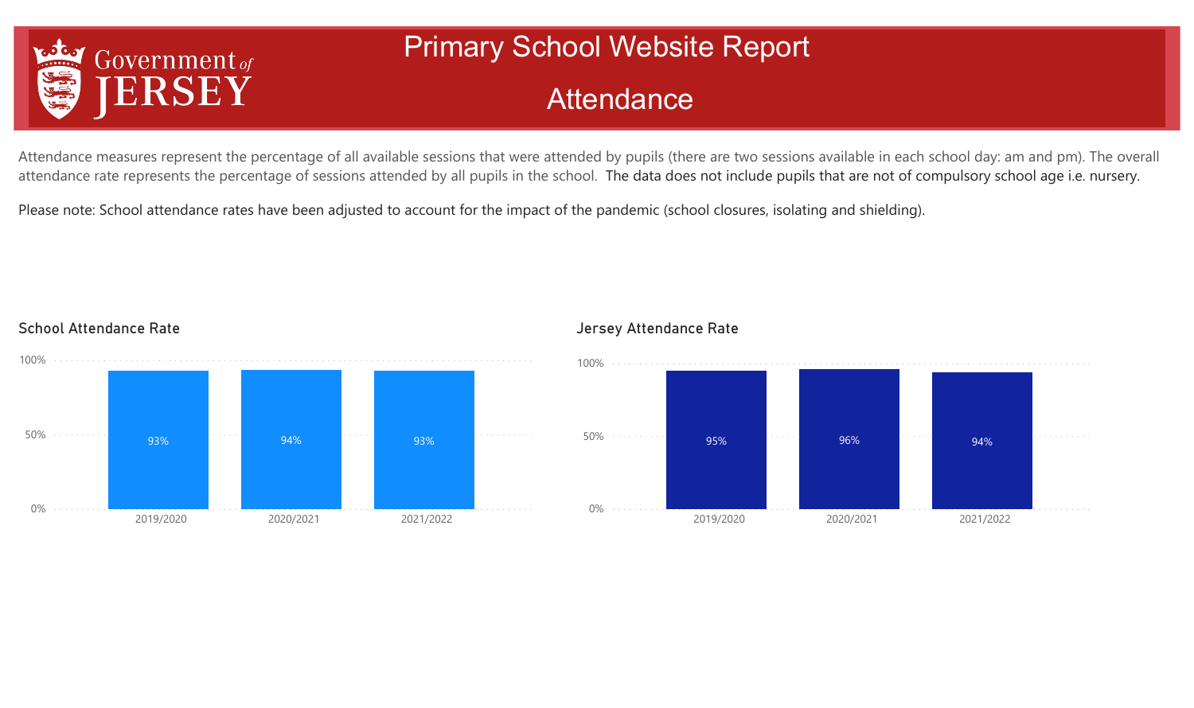# Primary School Website Report

## Attendance

Attendance measures represent the percentage of all available sessions that were attended by pupils (there are two sessions available in each school day: am and pm). The overall attendance rate represents the percentage of sessions attended by all pupils in the school. The data does not include pupils that are not of compulsory school age i.e. nursery.

Please note: School attendance rates have been adjusted to account for the impact of the pandemic (school closures, isolating and shielding).

### School Attendance Rate

| Year | Attendance Rate |
| --- | --- |
| 2019/2020 | 93% |
| 2020/2021 | 94% |
| 2021/2022 | 93% |

### Jersey Attendance Rate

| Year | Attendance Rate |
| --- | --- |
| 2019/2020 | 95% |
| 2020/2021 | 96% |
| 2021/2022 | 94% |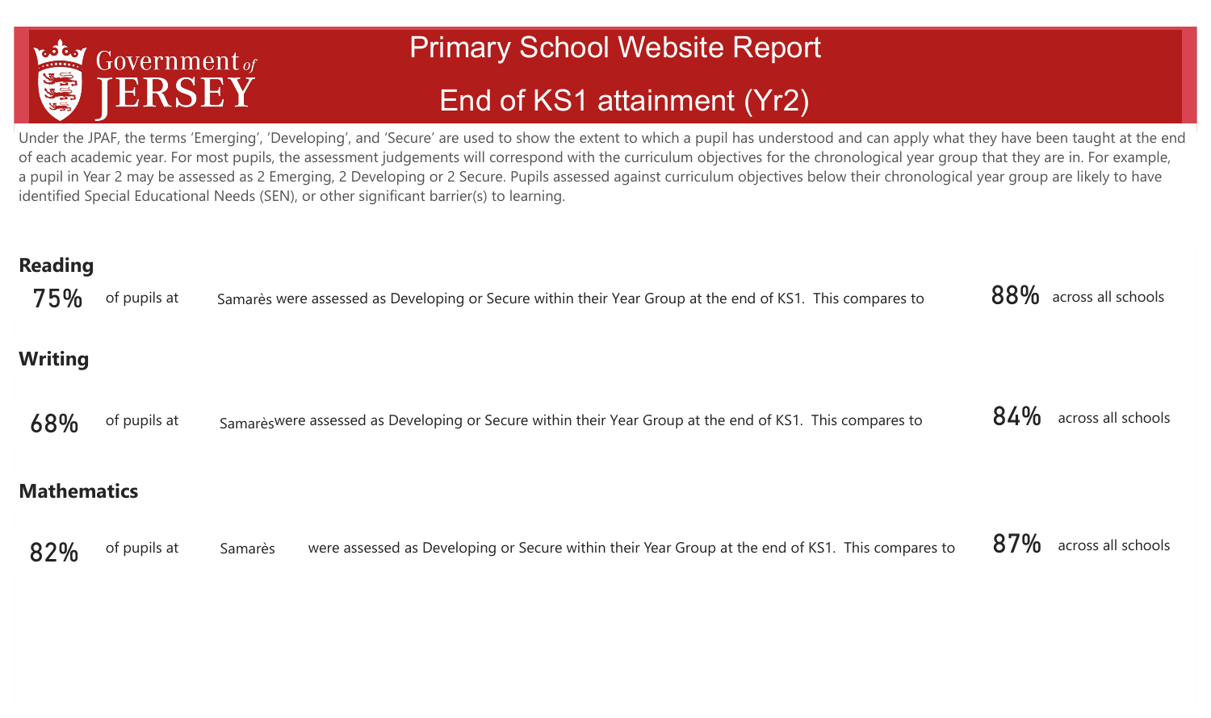Government of JERSEY

# Primary School Website Report

## End of KS1 attainment (Yr2)

Under the JPAF, the terms 'Emerging', 'Developing', and 'Secure' are used to show the extent to which a pupil has understood and can apply what they have been taught at the end of each academic year. For most pupils, the assessment judgements will correspond with the curriculum objectives for the chronological year group that they are in. For example, a pupil in Year 2 may be assessed as 2 Emerging, 2 Developing or 2 Secure. Pupils assessed against curriculum objectives below their chronological year group are likely to have identified Special Educational Needs (SEN), or other significant barrier(s) to learning.

### Reading

**75%** of pupils at Samarès were assessed as Developing or Secure within their Year Group at the end of KS1. This compares to **88%** across all schools

### Writing

**68%** of pupils at Samarès were assessed as Developing or Secure within their Year Group at the end of KS1. This compares to **84%** across all schools

### Mathematics

**82%** of pupils at Samarès were assessed as Developing or Secure within their Year Group at the end of KS1. This compares to **87%** across all schools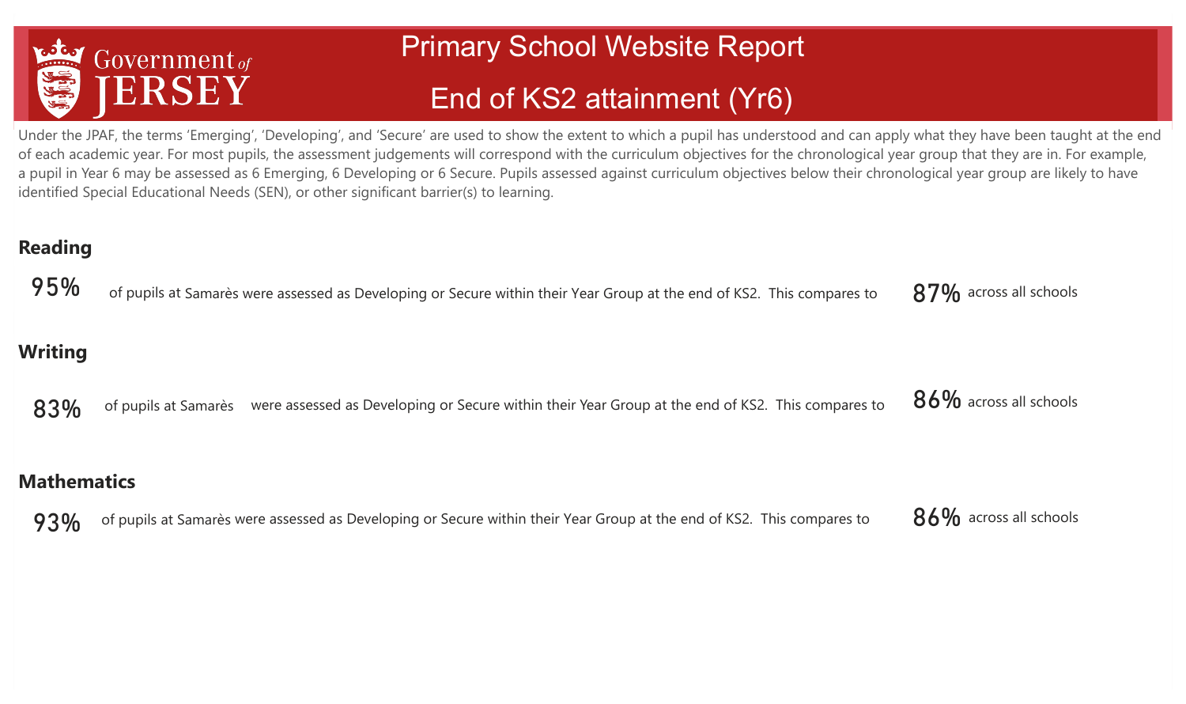# Primary School Website Report

## End of KS2 attainment (Yr6)

Under the JPAF, the terms 'Emerging', 'Developing', and 'Secure' are used to show the extent to which a pupil has understood and can apply what they have been taught at the end of each academic year. For most pupils, the assessment judgements will correspond with the curriculum objectives for the chronological year group that they are in. For example, a pupil in Year 6 may be assessed as 6 Emerging, 6 Developing or 6 Secure. Pupils assessed against curriculum objectives below their chronological year group are likely to have identified Special Educational Needs (SEN), or other significant barrier(s) to learning.

### Reading

**95%** of pupils at Samarès were assessed as Developing or Secure within their Year Group at the end of KS2. This compares to **87%** across all schools

### Writing

**83%** of pupils at Samarès were assessed as Developing or Secure within their Year Group at the end of KS2. This compares to **86%** across all schools

### Mathematics

**93%** of pupils at Samarès were assessed as Developing or Secure within their Year Group at the end of KS2. This compares to **86%** across all schools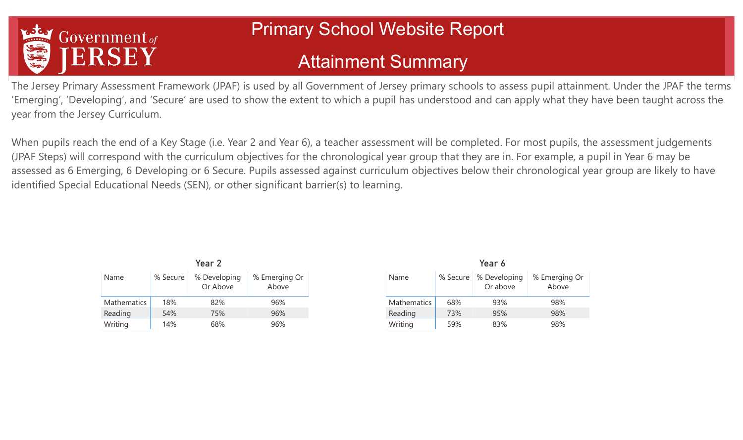# Primary School Website Report

## Attainment Summary

The Jersey Primary Assessment Framework (JPAF) is used by all Government of Jersey primary schools to assess pupil attainment. Under the JPAF the terms 'Emerging', 'Developing', and 'Secure' are used to show the extent to which a pupil has understood and can apply what they have been taught across the year from the Jersey Curriculum.

When pupils reach the end of a Key Stage (i.e. Year 2 and Year 6), a teacher assessment will be completed. For most pupils, the assessment judgements (JPAF Steps) will correspond with the curriculum objectives for the chronological year group that they are in. For example, a pupil in Year 6 may be assessed as 6 Emerging, 6 Developing or 6 Secure. Pupils assessed against curriculum objectives below their chronological year group are likely to have identified Special Educational Needs (SEN), or other significant barrier(s) to learning.

### Year 2

| Name | % Secure | % Developing Or Above | % Emerging Or Above |
|---|---|---|---|
| Mathematics | 18% | 82% | 96% |
| Reading | 54% | 75% | 96% |
| Writing | 14% | 68% | 96% |

### Year 6

| Name | % Secure | % Developing Or above | % Emerging Or Above |
|---|---|---|---|
| Mathematics | 68% | 93% | 98% |
| Reading | 73% | 95% | 98% |
| Writing | 59% | 83% | 98% |